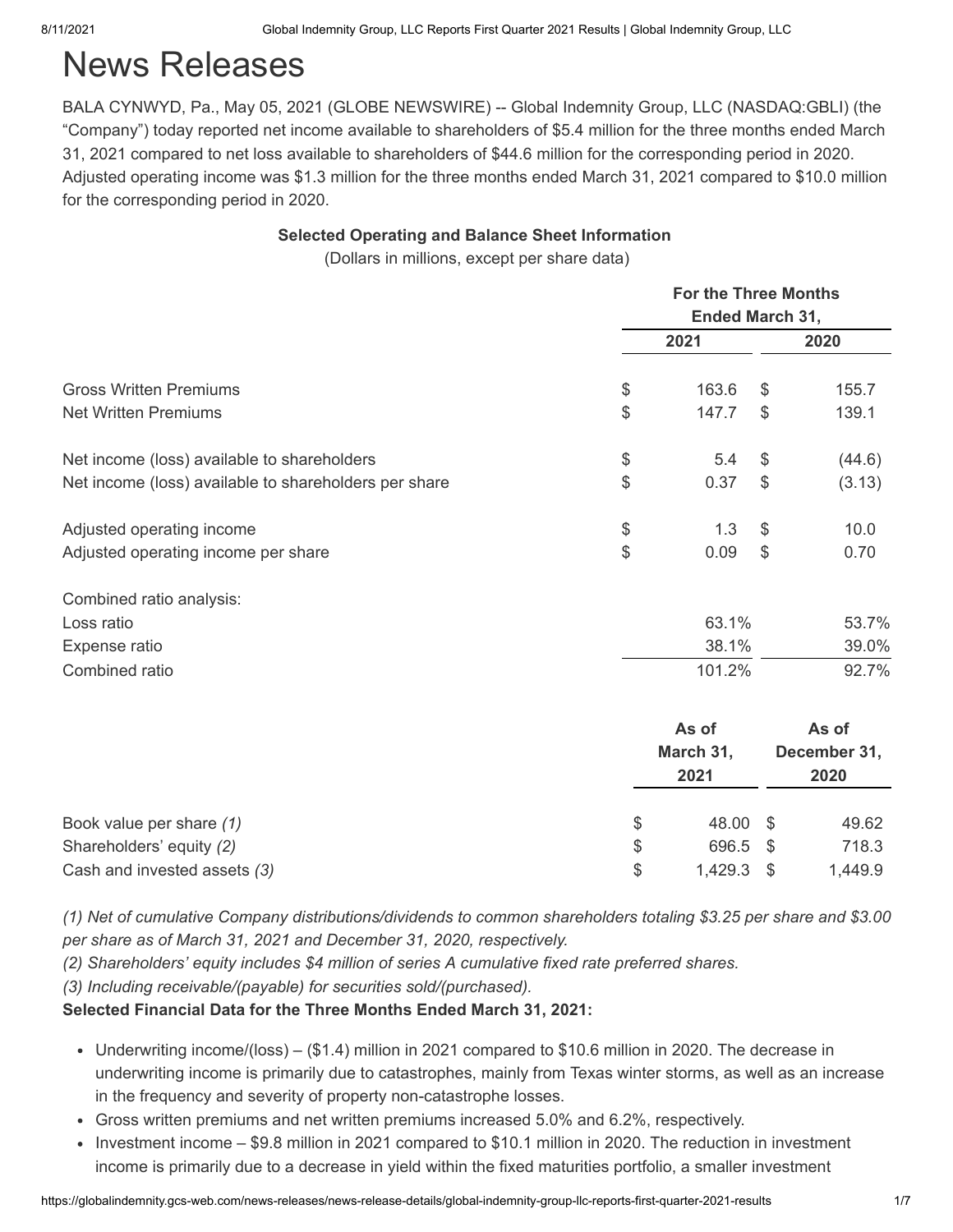# News Releases

BALA CYNWYD, Pa., May 05, 2021 (GLOBE NEWSWIRE) -- Global Indemnity Group, LLC (NASDAQ:GBLI) (the "Company") today reported net income available to shareholders of $5.4 million for the three months ended March 31, 2021 compared to net loss available to shareholders of $44.6 million for the corresponding period in 2020. Adjusted operating income was $1.3 million for the three months ended March 31, 2021 compared to $10.0 million for the corresponding period in 2020.

**Selected Operating and Balance Sheet Information**

(Dollars in millions, except per share data)

| | For the Three Months Ended March 31, | |
|---|---|---|
| | 2021 | 2020 |
| Gross Written Premiums | $ 163.6 | $ 155.7 |
| Net Written Premiums | $ 147.7 | $ 139.1 |
| Net income (loss) available to shareholders | $ 5.4 | $ (44.6) |
| Net income (loss) available to shareholders per share | $ 0.37 | $ (3.13) |
| Adjusted operating income | $ 1.3 | $ 10.0 |
| Adjusted operating income per share | $ 0.09 | $ 0.70 |
| Combined ratio analysis: | | |
| Loss ratio | 63.1% | 53.7% |
| Expense ratio | 38.1% | 39.0% |
| Combined ratio | 101.2% | 92.7% |

| | As of March 31, 2021 | As of December 31, 2020 |
|---|---|---|
| Book value per share *(1)* | $ 48.00 | $ 49.62 |
| Shareholders' equity *(2)* | $ 696.5 | $ 718.3 |
| Cash and invested assets *(3)* | $ 1,429.3 | $ 1,449.9 |

*(1) Net of cumulative Company distributions/dividends to common shareholders totaling $3.25 per share and $3.00 per share as of March 31, 2021 and December 31, 2020, respectively.*

*(2) Shareholders' equity includes $4 million of series A cumulative fixed rate preferred shares.*

*(3) Including receivable/(payable) for securities sold/(purchased).*

**Selected Financial Data for the Three Months Ended March 31, 2021:**

- Underwriting income/(loss) – ($1.4) million in 2021 compared to $10.6 million in 2020. The decrease in underwriting income is primarily due to catastrophes, mainly from Texas winter storms, as well as an increase in the frequency and severity of property non-catastrophe losses.
- Gross written premiums and net written premiums increased 5.0% and 6.2%, respectively.
- Investment income – $9.8 million in 2021 compared to $10.1 million in 2020. The reduction in investment income is primarily due to a decrease in yield within the fixed maturities portfolio, a smaller investment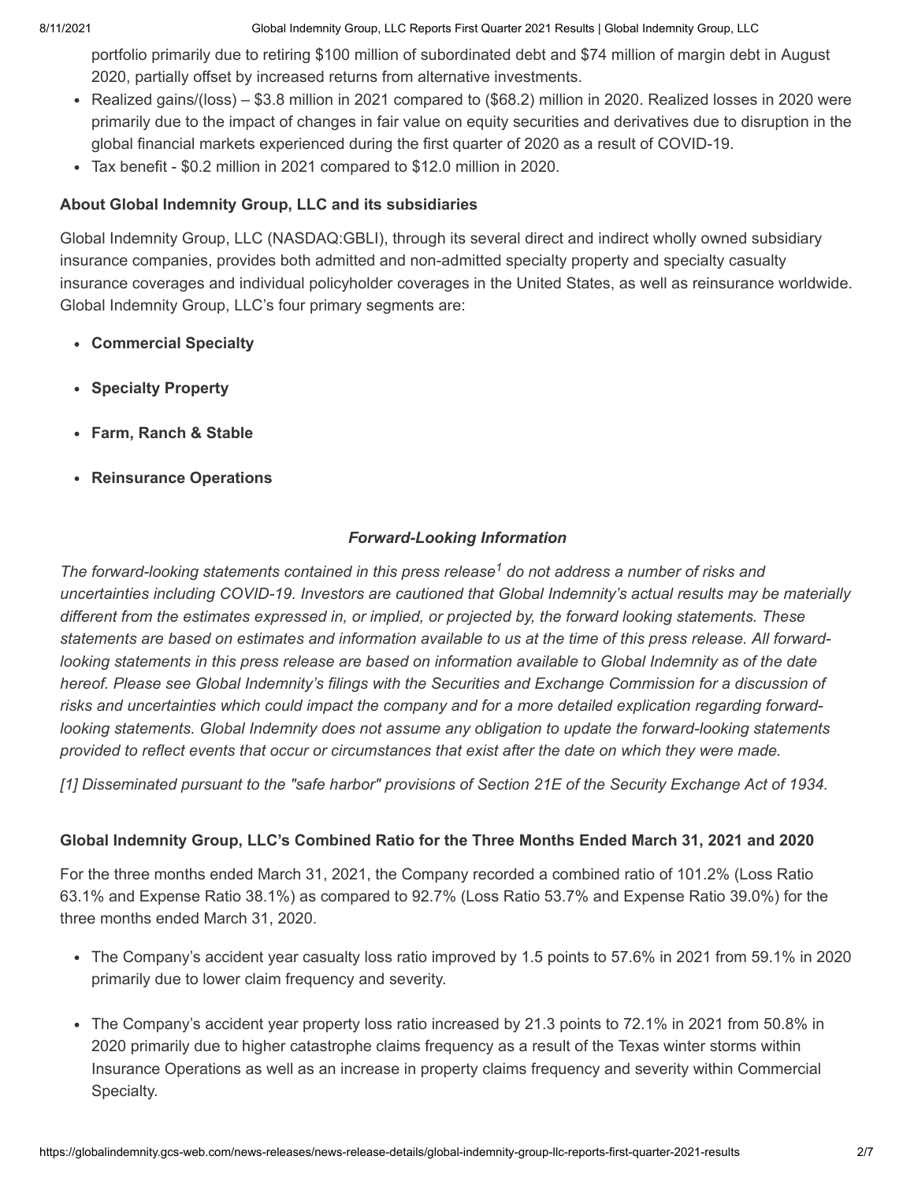portfolio primarily due to retiring $100 million of subordinated debt and $74 million of margin debt in August 2020, partially offset by increased returns from alternative investments.

- Realized gains/(loss) – $3.8 million in 2021 compared to ($68.2) million in 2020. Realized losses in 2020 were primarily due to the impact of changes in fair value on equity securities and derivatives due to disruption in the global financial markets experienced during the first quarter of 2020 as a result of COVID-19.
- Tax benefit - $0.2 million in 2021 compared to $12.0 million in 2020.

**About Global Indemnity Group, LLC and its subsidiaries**

Global Indemnity Group, LLC (NASDAQ:GBLI), through its several direct and indirect wholly owned subsidiary insurance companies, provides both admitted and non-admitted specialty property and specialty casualty insurance coverages and individual policyholder coverages in the United States, as well as reinsurance worldwide. Global Indemnity Group, LLC's four primary segments are:

- **Commercial Specialty**
- **Specialty Property**
- **Farm, Ranch & Stable**
- **Reinsurance Operations**

***Forward-Looking Information***

*The forward-looking statements contained in this press release[1] do not address a number of risks and uncertainties including COVID-19. Investors are cautioned that Global Indemnity's actual results may be materially different from the estimates expressed in, or implied, or projected by, the forward looking statements. These statements are based on estimates and information available to us at the time of this press release. All forward-looking statements in this press release are based on information available to Global Indemnity as of the date hereof. Please see Global Indemnity's filings with the Securities and Exchange Commission for a discussion of risks and uncertainties which could impact the company and for a more detailed explication regarding forward-looking statements. Global Indemnity does not assume any obligation to update the forward-looking statements provided to reflect events that occur or circumstances that exist after the date on which they were made.*

*[1] Disseminated pursuant to the "safe harbor" provisions of Section 21E of the Security Exchange Act of 1934.*

**Global Indemnity Group, LLC's Combined Ratio for the Three Months Ended March 31, 2021 and 2020**

For the three months ended March 31, 2021, the Company recorded a combined ratio of 101.2% (Loss Ratio 63.1% and Expense Ratio 38.1%) as compared to 92.7% (Loss Ratio 53.7% and Expense Ratio 39.0%) for the three months ended March 31, 2020.

- The Company's accident year casualty loss ratio improved by 1.5 points to 57.6% in 2021 from 59.1% in 2020 primarily due to lower claim frequency and severity.
- The Company's accident year property loss ratio increased by 21.3 points to 72.1% in 2021 from 50.8% in 2020 primarily due to higher catastrophe claims frequency as a result of the Texas winter storms within Insurance Operations as well as an increase in property claims frequency and severity within Commercial Specialty.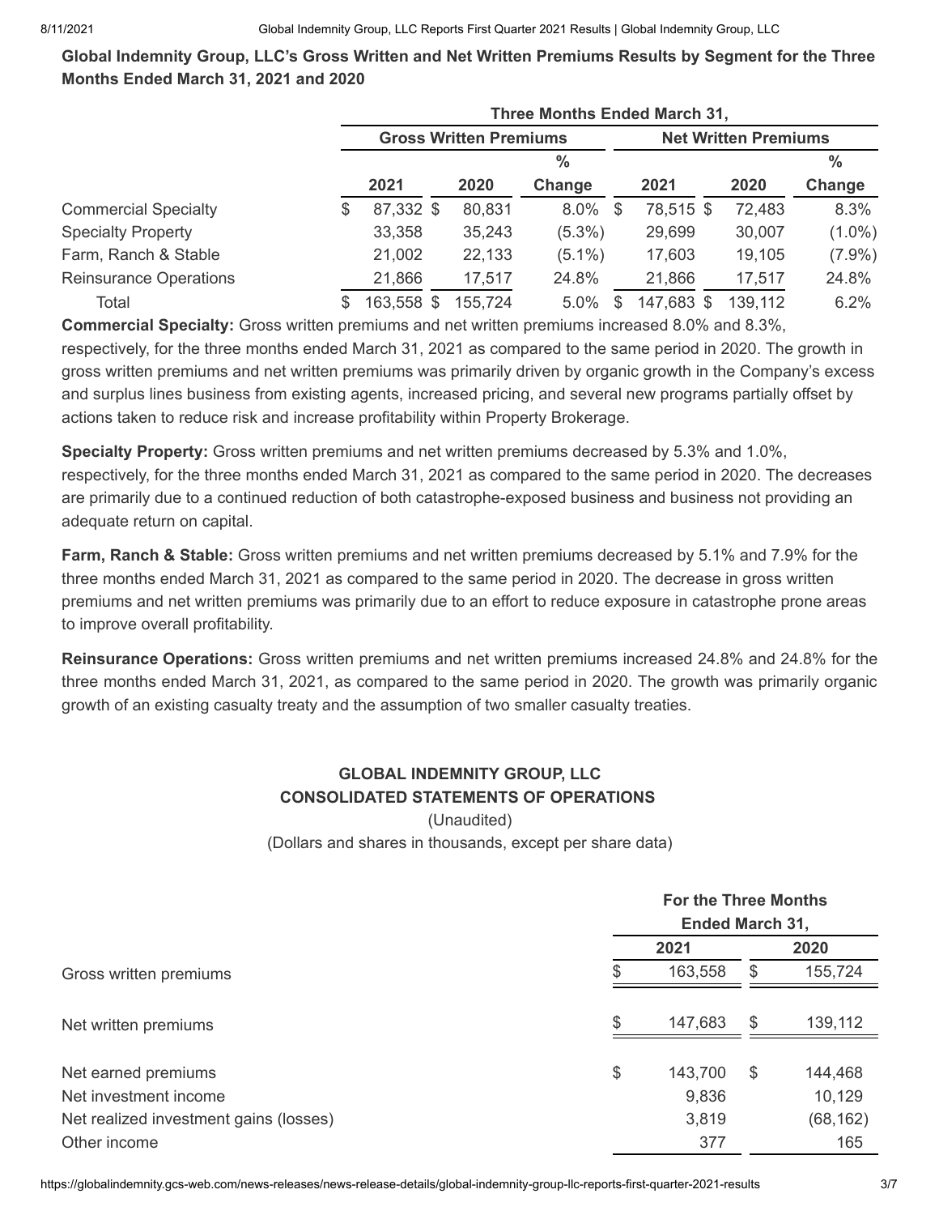**Global Indemnity Group, LLC's Gross Written and Net Written Premiums Results by Segment for the Three Months Ended March 31, 2021 and 2020**

| | Three Months Ended March 31, | | | | | |
|---|---|---|---|---|---|---|
| | Gross Written Premiums | | | Net Written Premiums | | |
| | 2021 | 2020 | % Change | 2021 | 2020 | % Change |
| Commercial Specialty | $ 87,332 | $ 80,831 | 8.0% | $ 78,515 | $ 72,483 | 8.3% |
| Specialty Property | 33,358 | 35,243 | (5.3%) | 29,699 | 30,007 | (1.0%) |
| Farm, Ranch & Stable | 21,002 | 22,133 | (5.1%) | 17,603 | 19,105 | (7.9%) |
| Reinsurance Operations | 21,866 | 17,517 | 24.8% | 21,866 | 17,517 | 24.8% |
| Total | $ 163,558 | $ 155,724 | 5.0% | $ 147,683 | $ 139,112 | 6.2% |

**Commercial Specialty:** Gross written premiums and net written premiums increased 8.0% and 8.3%, respectively, for the three months ended March 31, 2021 as compared to the same period in 2020. The growth in gross written premiums and net written premiums was primarily driven by organic growth in the Company's excess and surplus lines business from existing agents, increased pricing, and several new programs partially offset by actions taken to reduce risk and increase profitability within Property Brokerage.

**Specialty Property:** Gross written premiums and net written premiums decreased by 5.3% and 1.0%, respectively, for the three months ended March 31, 2021 as compared to the same period in 2020. The decreases are primarily due to a continued reduction of both catastrophe-exposed business and business not providing an adequate return on capital.

**Farm, Ranch & Stable:** Gross written premiums and net written premiums decreased by 5.1% and 7.9% for the three months ended March 31, 2021 as compared to the same period in 2020. The decrease in gross written premiums and net written premiums was primarily due to an effort to reduce exposure in catastrophe prone areas to improve overall profitability.

**Reinsurance Operations:** Gross written premiums and net written premiums increased 24.8% and 24.8% for the three months ended March 31, 2021, as compared to the same period in 2020. The growth was primarily organic growth of an existing casualty treaty and the assumption of two smaller casualty treaties.

**GLOBAL INDEMNITY GROUP, LLC**
**CONSOLIDATED STATEMENTS OF OPERATIONS**
(Unaudited)
(Dollars and shares in thousands, except per share data)

| | For the Three Months Ended March 31, | |
|---|---|---|
| | 2021 | 2020 |
| Gross written premiums | $ 163,558 | $ 155,724 |
| Net written premiums | $ 147,683 | $ 139,112 |
| Net earned premiums | $ 143,700 | $ 144,468 |
| Net investment income | 9,836 | 10,129 |
| Net realized investment gains (losses) | 3,819 | (68,162) |
| Other income | 377 | 165 |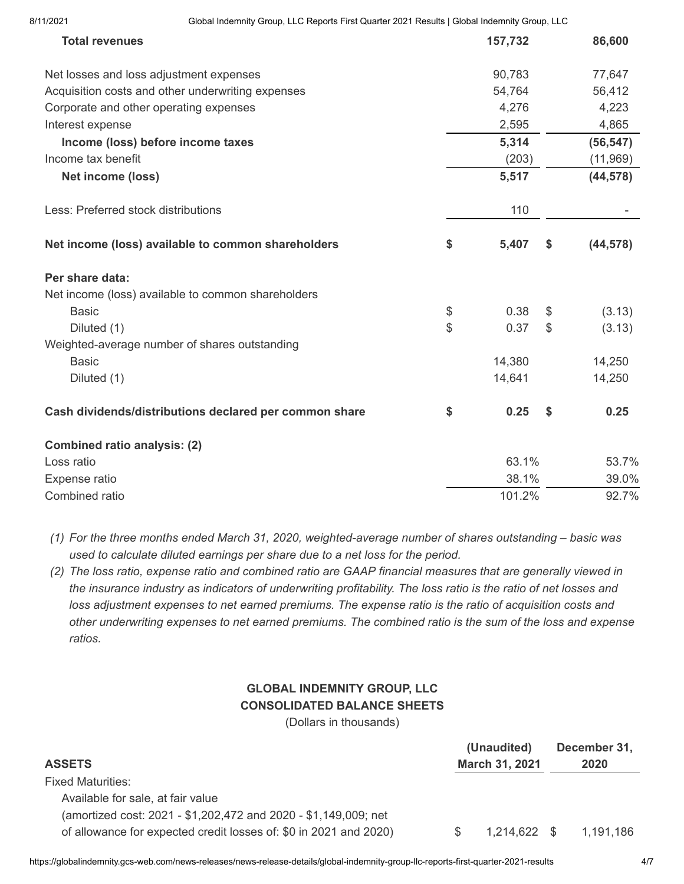| | 2021 | 2020 |
|---|---|---|
| **Total revenues** | **157,732** | **86,600** |
| | | |
| Net losses and loss adjustment expenses | 90,783 | 77,647 |
| Acquisition costs and other underwriting expenses | 54,764 | 56,412 |
| Corporate and other operating expenses | 4,276 | 4,223 |
| Interest expense | 2,595 | 4,865 |
| **Income (loss) before income taxes** | **5,314** | **(56,547)** |
| Income tax benefit | (203) | (11,969) |
| **Net income (loss)** | **5,517** | **(44,578)** |
| | | |
| Less: Preferred stock distributions | 110 | - |
| | | |
| **Net income (loss) available to common shareholders** | **$ 5,407** | **$ (44,578)** |
| | | |
| **Per share data:** | | |
| Net income (loss) available to common shareholders | | |
| Basic | $ 0.38 | $ (3.13) |
| Diluted (1) | $ 0.37 | $ (3.13) |
| Weighted-average number of shares outstanding | | |
| Basic | 14,380 | 14,250 |
| Diluted (1) | 14,641 | 14,250 |
| | | |
| **Cash dividends/distributions declared per common share** | **$ 0.25** | **$ 0.25** |
| | | |
| **Combined ratio analysis: (2)** | | |
| Loss ratio | 63.1% | 53.7% |
| Expense ratio | 38.1% | 39.0% |
| Combined ratio | 101.2% | 92.7% |

*(1) For the three months ended March 31, 2020, weighted-average number of shares outstanding – basic was used to calculate diluted earnings per share due to a net loss for the period.*

*(2) The loss ratio, expense ratio and combined ratio are GAAP financial measures that are generally viewed in the insurance industry as indicators of underwriting profitability. The loss ratio is the ratio of net losses and loss adjustment expenses to net earned premiums. The expense ratio is the ratio of acquisition costs and other underwriting expenses to net earned premiums. The combined ratio is the sum of the loss and expense ratios.*

**GLOBAL INDEMNITY GROUP, LLC**
**CONSOLIDATED BALANCE SHEETS**
(Dollars in thousands)

| **ASSETS** | **(Unaudited) March 31, 2021** | **December 31, 2020** |
|---|---|---|
| Fixed Maturities: | | |
| Available for sale, at fair value (amortized cost: 2021 - $1,202,472 and 2020 - $1,149,009; net of allowance for expected credit losses of: $0 in 2021 and 2020) | $ 1,214,622 | $ 1,191,186 |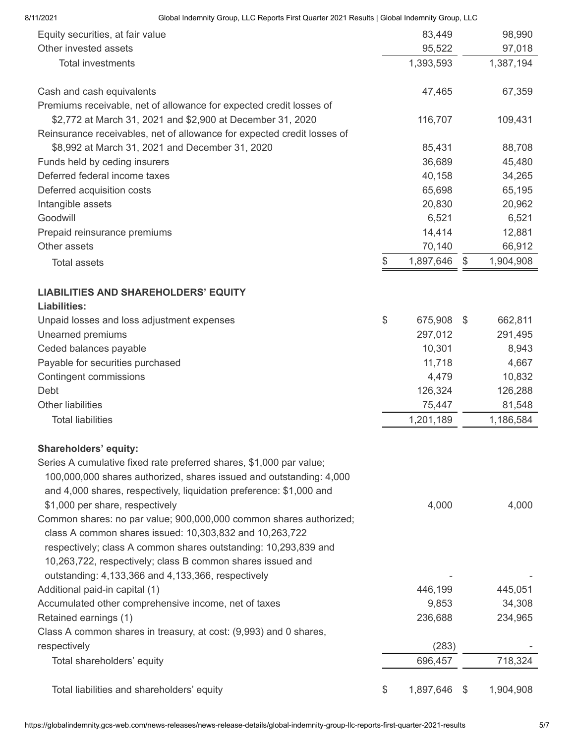| | March 31, 2021 | December 31, 2020 |
|---|---|---|
| Equity securities, at fair value | 83,449 | 98,990 |
| Other invested assets | 95,522 | 97,018 |
| Total investments | 1,393,593 | 1,387,194 |
| | | |
| Cash and cash equivalents | 47,465 | 67,359 |
| Premiums receivable, net of allowance for expected credit losses of $2,772 at March 31, 2021 and $2,900 at December 31, 2020 | 116,707 | 109,431 |
| Reinsurance receivables, net of allowance for expected credit losses of $8,992 at March 31, 2021 and December 31, 2020 | 85,431 | 88,708 |
| Funds held by ceding insurers | 36,689 | 45,480 |
| Deferred federal income taxes | 40,158 | 34,265 |
| Deferred acquisition costs | 65,698 | 65,195 |
| Intangible assets | 20,830 | 20,962 |
| Goodwill | 6,521 | 6,521 |
| Prepaid reinsurance premiums | 14,414 | 12,881 |
| Other assets | 70,140 | 66,912 |
| Total assets | $ 1,897,646 | $ 1,904,908 |
| | | |
| **LIABILITIES AND SHAREHOLDERS' EQUITY** | | |
| **Liabilities:** | | |
| Unpaid losses and loss adjustment expenses | $ 675,908 | $ 662,811 |
| Unearned premiums | 297,012 | 291,495 |
| Ceded balances payable | 10,301 | 8,943 |
| Payable for securities purchased | 11,718 | 4,667 |
| Contingent commissions | 4,479 | 10,832 |
| Debt | 126,324 | 126,288 |
| Other liabilities | 75,447 | 81,548 |
| Total liabilities | 1,201,189 | 1,186,584 |
| | | |
| **Shareholders' equity:** | | |
| Series A cumulative fixed rate preferred shares, $1,000 par value; 100,000,000 shares authorized, shares issued and outstanding: 4,000 and 4,000 shares, respectively, liquidation preference: $1,000 and $1,000 per share, respectively | 4,000 | 4,000 |
| Common shares: no par value; 900,000,000 common shares authorized; class A common shares issued: 10,303,832 and 10,263,722 respectively; class A common shares outstanding: 10,293,839 and 10,263,722, respectively; class B common shares issued and outstanding: 4,133,366 and 4,133,366, respectively | - | - |
| Additional paid-in capital (1) | 446,199 | 445,051 |
| Accumulated other comprehensive income, net of taxes | 9,853 | 34,308 |
| Retained earnings (1) | 236,688 | 234,965 |
| Class A common shares in treasury, at cost: (9,993) and 0 shares, respectively | (283) | - |
| Total shareholders' equity | 696,457 | 718,324 |
| | | |
| Total liabilities and shareholders' equity | $ 1,897,646 | $ 1,904,908 |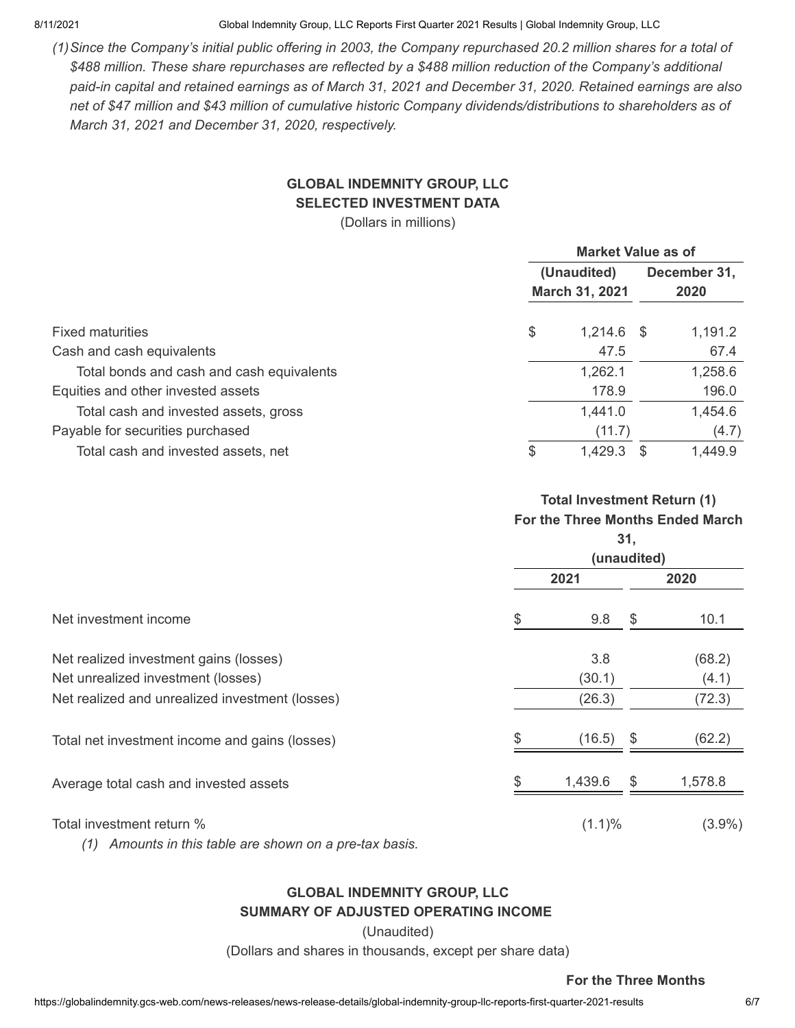*(1) Since the Company's initial public offering in 2003, the Company repurchased 20.2 million shares for a total of $488 million. These share repurchases are reflected by a $488 million reduction of the Company's additional paid-in capital and retained earnings as of March 31, 2021 and December 31, 2020. Retained earnings are also net of $47 million and $43 million of cumulative historic Company dividends/distributions to shareholders as of March 31, 2021 and December 31, 2020, respectively.*

**GLOBAL INDEMNITY GROUP, LLC**
**SELECTED INVESTMENT DATA**
(Dollars in millions)

| | Market Value as of | |
|---|---|---|
| | (Unaudited) March 31, 2021 | December 31, 2020 |
| Fixed maturities | $ 1,214.6 | $ 1,191.2 |
| Cash and cash equivalents | 47.5 | 67.4 |
| Total bonds and cash and cash equivalents | 1,262.1 | 1,258.6 |
| Equities and other invested assets | 178.9 | 196.0 |
| Total cash and invested assets, gross | 1,441.0 | 1,454.6 |
| Payable for securities purchased | (11.7) | (4.7) |
| Total cash and invested assets, net | $ 1,429.3 | $ 1,449.9 |

| | Total Investment Return (1) For the Three Months Ended March 31, (unaudited) | |
|---|---|---|
| | 2021 | 2020 |
| Net investment income | $ 9.8 | $ 10.1 |
| Net realized investment gains (losses) | 3.8 | (68.2) |
| Net unrealized investment (losses) | (30.1) | (4.1) |
| Net realized and unrealized investment (losses) | (26.3) | (72.3) |
| Total net investment income and gains (losses) | $ (16.5) | $ (62.2) |
| Average total cash and invested assets | $ 1,439.6 | $ 1,578.8 |
| Total investment return % | (1.1)% | (3.9%) |

*(1) Amounts in this table are shown on a pre-tax basis.*

**GLOBAL INDEMNITY GROUP, LLC**
**SUMMARY OF ADJUSTED OPERATING INCOME**
(Unaudited)
(Dollars and shares in thousands, except per share data)

**For the Three Months**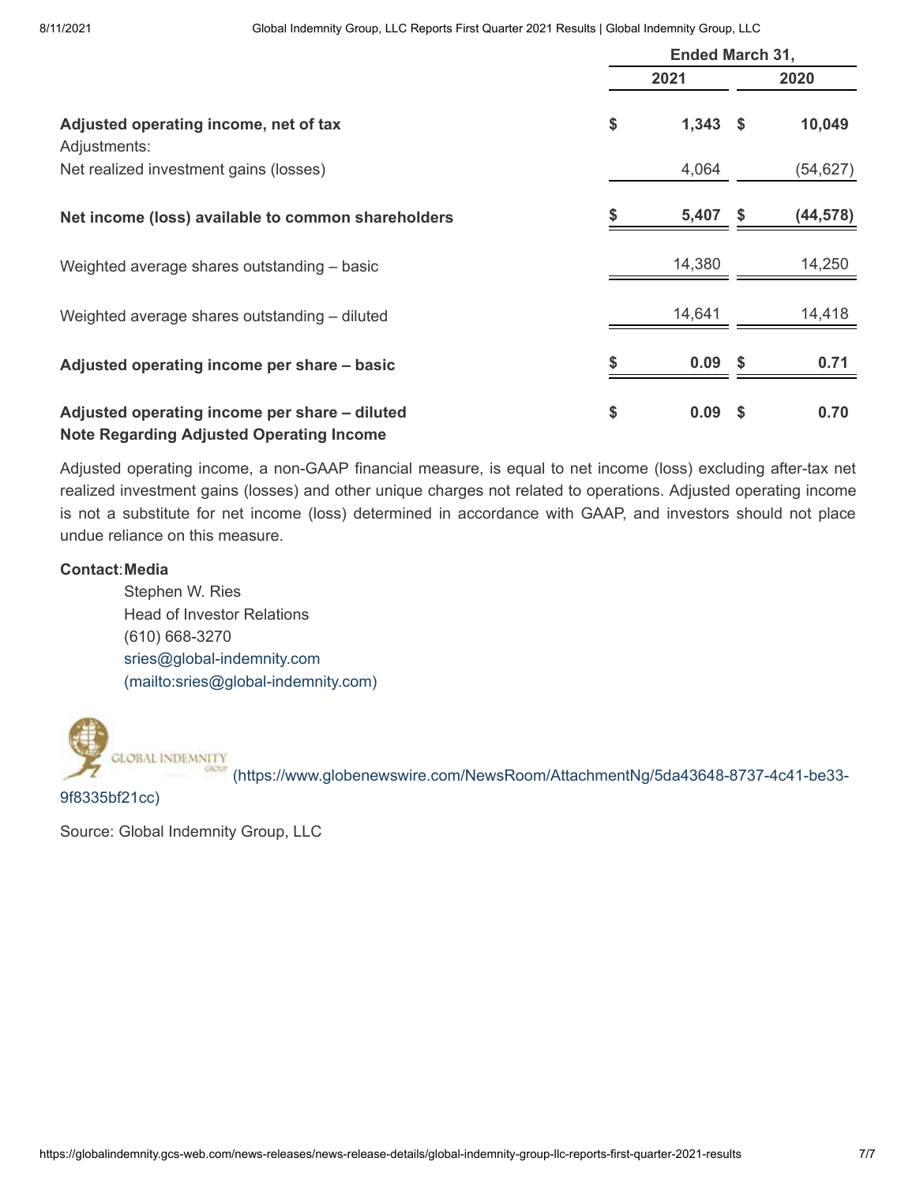| | Ended March 31, | |
|---|---|---|
| | 2021 | 2020 |
| **Adjusted operating income, net of tax** | **$ 1,343** | **$ 10,049** |
| Adjustments: | | |
| Net realized investment gains (losses) | 4,064 | (54,627) |
| **Net income (loss) available to common shareholders** | **$ 5,407** | **$ (44,578)** |
| Weighted average shares outstanding – basic | 14,380 | 14,250 |
| Weighted average shares outstanding – diluted | 14,641 | 14,418 |
| **Adjusted operating income per share – basic** | **$ 0.09** | **$ 0.71** |
| **Adjusted operating income per share – diluted** | **$ 0.09** | **$ 0.70** |

**Note Regarding Adjusted Operating Income**

Adjusted operating income, a non-GAAP financial measure, is equal to net income (loss) excluding after-tax net realized investment gains (losses) and other unique charges not related to operations. Adjusted operating income is not a substitute for net income (loss) determined in accordance with GAAP, and investors should not place undue reliance on this measure.

**Contact**: **Media**

Stephen W. Ries
Head of Investor Relations
(610) 668-3270
sries@global-indemnity.com
(mailto:sries@global-indemnity.com)

GLOBAL INDEMNITY GROUP (https://www.globenewswire.com/NewsRoom/AttachmentNg/5da43648-8737-4c41-be33-9f8335bf21cc)

Source: Global Indemnity Group, LLC